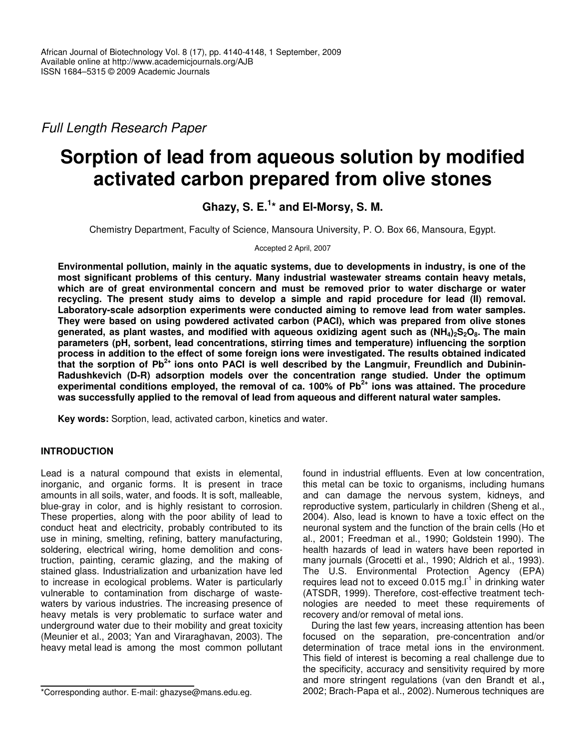*Full Length Research Paper*

# Sorption of lead from aqueous solution by modified activated carbon prepared from olive stones

**Ghazy, S. E.[1]* and El-Morsy, S. M.**

Chemistry Department, Faculty of Science, Mansoura University, P. O. Box 66, Mansoura, Egypt.

Accepted 2 April, 2007

**Environmental pollution, mainly in the aquatic systems, due to developments in industry, is one of the most significant problems of this century. Many industrial wastewater streams contain heavy metals, which are of great environmental concern and must be removed prior to water discharge or water recycling. The present study aims to develop a simple and rapid procedure for lead (II) removal. Laboratory-scale adsorption experiments were conducted aiming to remove lead from water samples. They were based on using powdered activated carbon (PACl), which was prepared from olive stones generated, as plant wastes, and modified with aqueous oxidizing agent such as $(NH_4)_2S_2O_8$. The main parameters (pH, sorbent, lead concentrations, stirring times and temperature) influencing the sorption process in addition to the effect of some foreign ions were investigated. The results obtained indicated that the sorption of $Pb^{2+}$ ions onto PACl is well described by the Langmuir, Freundlich and Dubinin-Radushkevich (D-R) adsorption models over the concentration range studied. Under the optimum experimental conditions employed, the removal of ca. 100% of $Pb^{2+}$ ions was attained. The procedure was successfully applied to the removal of lead from aqueous and different natural water samples.**

**Key words:** Sorption, lead, activated carbon, kinetics and water.

## INTRODUCTION

Lead is a natural compound that exists in elemental, inorganic, and organic forms. It is present in trace amounts in all soils, water, and foods. It is soft, malleable, blue-gray in color, and is highly resistant to corrosion. These properties, along with the poor ability of lead to conduct heat and electricity, probably contributed to its use in mining, smelting, refining, battery manufacturing, soldering, electrical wiring, home demolition and construction, painting, ceramic glazing, and the making of stained glass. Industrialization and urbanization have led to increase in ecological problems. Water is particularly vulnerable to contamination from discharge of wastewaters by various industries. The increasing presence of heavy metals is very problematic to surface water and underground water due to their mobility and great toxicity (Meunier et al., 2003; Yan and Viraraghavan, 2003). The heavy metal lead is among the most common pollutant found in industrial effluents. Even at low concentration, this metal can be toxic to organisms, including humans and can damage the nervous system, kidneys, and reproductive system, particularly in children (Sheng et al., 2004). Also, lead is known to have a toxic effect on the neuronal system and the function of the brain cells (Ho et al., 2001; Freedman et al., 1990; Goldstein 1990). The health hazards of lead in waters have been reported in many journals (Grocetti et al., 1990; Aldrich et al., 1993). The U.S. Environmental Protection Agency (EPA) requires lead not to exceed 0.015 $mg.l^{-1}$ in drinking water (ATSDR, 1999). Therefore, cost-effective treatment technologies are needed to meet these requirements of recovery and/or removal of metal ions.

During the last few years, increasing attention has been focused on the separation, pre-concentration and/or determination of trace metal ions in the environment. This field of interest is becoming a real challenge due to the specificity, accuracy and sensitivity required by more and more stringent regulations (van den Brandt et al., 2002; Brach-Papa et al., 2002). Numerous techniques are

*Corresponding author. E-mail: ghazyse@mans.edu.eg.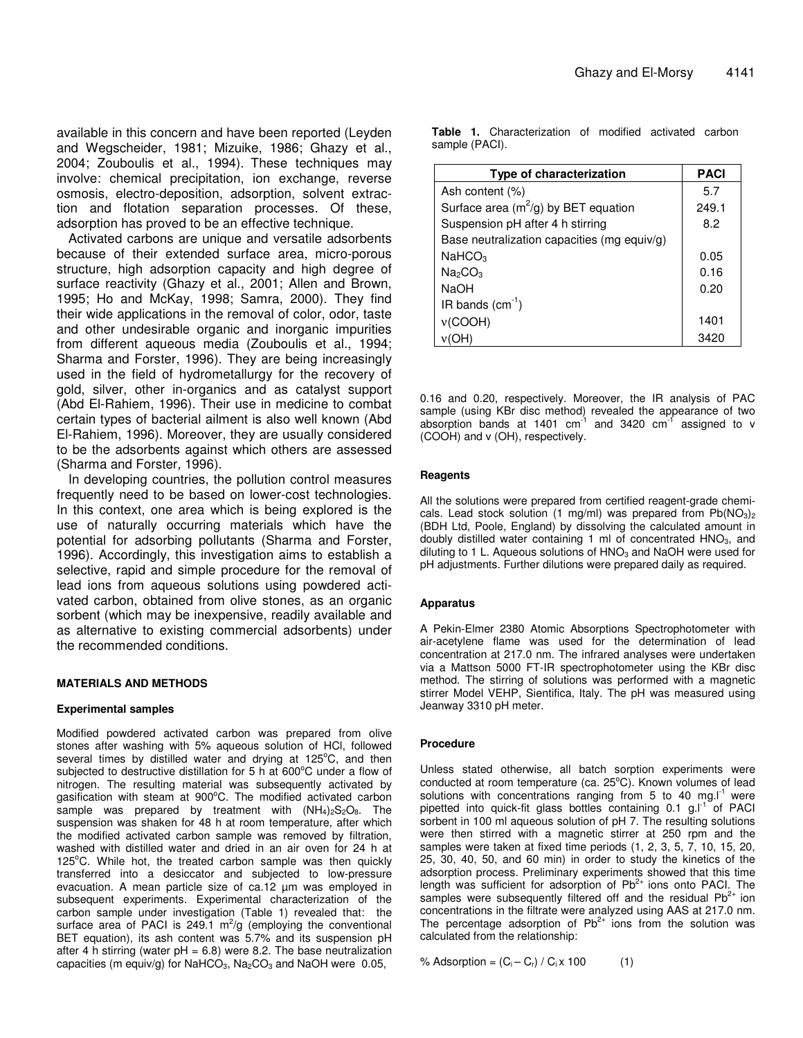available in this concern and have been reported (Leyden and Wegscheider, 1981; Mizuike, 1986; Ghazy et al., 2004; Zouboulis et al., 1994). These techniques may involve: chemical precipitation, ion exchange, reverse osmosis, electro-deposition, adsorption, solvent extraction and flotation separation processes. Of these, adsorption has proved to be an effective technique.

Activated carbons are unique and versatile adsorbents because of their extended surface area, micro-porous structure, high adsorption capacity and high degree of surface reactivity (Ghazy et al., 2001; Allen and Brown, 1995; Ho and McKay, 1998; Samra, 2000). They find their wide applications in the removal of color, odor, taste and other undesirable organic and inorganic impurities from different aqueous media (Zouboulis et al., 1994; Sharma and Forster, 1996). They are being increasingly used in the field of hydrometallurgy for the recovery of gold, silver, other in-organics and as catalyst support (Abd El-Rahiem, 1996). Their use in medicine to combat certain types of bacterial ailment is also well known (Abd El-Rahiem, 1996). Moreover, they are usually considered to be the adsorbents against which others are assessed (Sharma and Forster, 1996).

In developing countries, the pollution control measures frequently need to be based on lower-cost technologies. In this context, one area which is being explored is the use of naturally occurring materials which have the potential for adsorbing pollutants (Sharma and Forster, 1996). Accordingly, this investigation aims to establish a selective, rapid and simple procedure for the removal of lead ions from aqueous solutions using powdered activated carbon, obtained from olive stones, as an organic sorbent (which may be inexpensive, readily available and as alternative to existing commercial adsorbents) under the recommended conditions.

## MATERIALS AND METHODS

### Experimental samples

Modified powdered activated carbon was prepared from olive stones after washing with 5% aqueous solution of HCl, followed several times by distilled water and drying at 125°C, and then subjected to destructive distillation for 5 h at 600°C under a flow of nitrogen. The resulting material was subsequently activated by gasification with steam at 900°C. The modified activated carbon sample was prepared by treatment with $(NH_4)_2S_2O_8$. The suspension was shaken for 48 h at room temperature, after which the modified activated carbon sample was removed by filtration, washed with distilled water and dried in an air oven for 24 h at 125°C. While hot, the treated carbon sample was then quickly transferred into a desiccator and subjected to low-pressure evacuation. A mean particle size of ca.12 µm was employed in subsequent experiments. Experimental characterization of the carbon sample under investigation (Table 1) revealed that: the surface area of PACI is 249.1 $m^2/g$ (employing the conventional BET equation), its ash content was 5.7% and its suspension pH after 4 h stirring (water pH = 6.8) was 8.2. The base neutralization capacities (m equiv/g) for $NaHCO_3$, $Na_2CO_3$ and NaOH were 0.05, 0.16 and 0.20, respectively. Moreover, the IR analysis of PAC sample (using KBr disc method) revealed the appearance of two absorption bands at 1401 $cm^{-1}$ and 3420 $cm^{-1}$ assigned to ν (COOH) and ν (OH), respectively.

**Table 1.** Characterization of modified activated carbon sample (PACI).

| Type of characterization | PACI |
|---|---|
| Ash content (%) | 5.7 |
| Surface area ($m^2/g$) by BET equation | 249.1 |
| Suspension pH after 4 h stirring | 8.2 |
| Base neutralization capacities (mg equiv/g) | |
| $NaHCO_3$ | 0.05 |
| $Na_2CO_3$ | 0.16 |
| NaOH | 0.20 |
| IR bands ($cm^{-1}$) | |
| ν(COOH) | 1401 |
| ν(OH) | 3420 |

### Reagents

All the solutions were prepared from certified reagent-grade chemicals. Lead stock solution (1 mg/ml) was prepared from $Pb(NO_3)_2$ (BDH Ltd, Poole, England) by dissolving the calculated amount in doubly distilled water containing 1 ml of concentrated $HNO_3$, and diluting to 1 L. Aqueous solutions of $HNO_3$ and NaOH were used for pH adjustments. Further dilutions were prepared daily as required.

### Apparatus

A Pekin-Elmer 2380 Atomic Absorptions Spectrophotometer with air-acetylene flame was used for the determination of lead concentration at 217.0 nm. The infrared analyses were undertaken via a Mattson 5000 FT-IR spectrophotometer using the KBr disc method. The stirring of solutions was performed with a magnetic stirrer Model VEHP, Sientifica, Italy. The pH was measured using Jeanway 3310 pH meter.

### Procedure

Unless stated otherwise, all batch sorption experiments were conducted at room temperature (ca. 25°C). Known volumes of lead solutions with concentrations ranging from 5 to 40 $mg.l^{-1}$ were pipetted into quick-fit glass bottles containing 0.1 $g.l^{-1}$ of PACI sorbent in 100 ml aqueous solution of pH 7. The resulting solutions were then stirred with a magnetic stirrer at 250 rpm and the samples were taken at fixed time periods (1, 2, 3, 5, 7, 10, 15, 20, 25, 30, 40, 50, and 60 min) in order to study the kinetics of the adsorption process. Preliminary experiments showed that this time length was sufficient for adsorption of $Pb^{2+}$ ions onto PACI. The samples were subsequently filtered off and the residual $Pb^{2+}$ ion concentrations in the filtrate were analyzed using AAS at 217.0 nm. The percentage adsorption of $Pb^{2+}$ ions from the solution was calculated from the relationship:

$$\% \text{ Adsorption} = (C_i - C_r) / C_i \times 100 \qquad (1)$$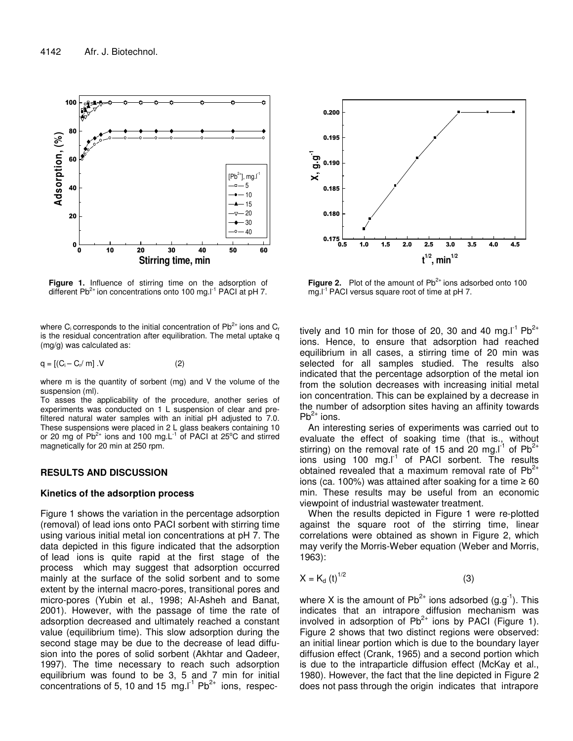Figure 1. Influence of stirring time on the adsorption of different $Pb^{2+}$ ion concentrations onto 100 mg.l$^{-1}$ PACI at pH 7.

Figure 2. Plot of the amount of $Pb^{2+}$ ions adsorbed onto 100 mg.l$^{-1}$ PACI versus square root of time at pH 7.

where $C_i$ corresponds to the initial concentration of $Pb^{2+}$ ions and $C_r$ is the residual concentration after equilibration. The metal uptake q (mg/g) was calculated as:

$$q = [(C_i - C_r/ m] .V \quad (2)$$

where m is the quantity of sorbent (mg) and V the volume of the suspension (ml).

To asses the applicability of the procedure, another series of experiments was conducted on 1 L suspension of clear and pre-filtered natural water samples with an initial pH adjusted to 7.0. These suspensions were placed in 2 L glass beakers containing 10 or 20 mg of $Pb^{2+}$ ions and 100 mg.L$^{-1}$ of PACI at 25°C and stirred magnetically for 20 min at 250 rpm.

## RESULTS AND DISCUSSION

### Kinetics of the adsorption process

Figure 1 shows the variation in the percentage adsorption (removal) of lead ions onto PACI sorbent with stirring time using various initial metal ion concentrations at pH 7. The data depicted in this figure indicated that the adsorption of lead ions is quite rapid at the first stage of the process which may suggest that adsorption occurred mainly at the surface of the solid sorbent and to some extent by the internal macro-pores, transitional pores and micro-pores (Yubin et al., 1998; Al-Asheh and Banat, 2001). However, with the passage of time the rate of adsorption decreased and ultimately reached a constant value (equilibrium time). This slow adsorption during the second stage may be due to the decrease of lead diffusion into the pores of solid sorbent (Akhtar and Qadeer, 1997). The time necessary to reach such adsorption equilibrium was found to be 3, 5 and 7 min for initial concentrations of 5, 10 and 15 mg.l$^{-1}$ $Pb^{2+}$ ions, respectively and 10 min for those of 20, 30 and 40 mg.l$^{-1}$ $Pb^{2+}$ ions. Hence, to ensure that adsorption had reached equilibrium in all cases, a stirring time of 20 min was selected for all samples studied. The results also indicated that the percentage adsorption of the metal ion from the solution decreases with increasing initial metal ion concentration. This can be explained by a decrease in the number of adsorption sites having an affinity towards $Pb^{2+}$ ions.

An interesting series of experiments was carried out to evaluate the effect of soaking time (that is., without stirring) on the removal rate of 15 and 20 mg.l$^{-1}$ of $Pb^{2+}$ ions using 100 mg.l$^{-1}$ of PACI sorbent. The results obtained revealed that a maximum removal rate of $Pb^{2+}$ ions (ca. 100%) was attained after soaking for a time ≥ 60 min. These results may be useful from an economic viewpoint of industrial wastewater treatment.

When the results depicted in Figure 1 were re-plotted against the square root of the stirring time, linear correlations were obtained as shown in Figure 2, which may verify the Morris-Weber equation (Weber and Morris, 1963):

$$X = K_d (t)^{1/2} \quad (3)$$

where X is the amount of $Pb^{2+}$ ions adsorbed (g.g$^{-1}$). This indicates that an intrapore diffusion mechanism was involved in adsorption of $Pb^{2+}$ ions by PACI (Figure 1). Figure 2 shows that two distinct regions were observed: an initial linear portion which is due to the boundary layer diffusion effect (Crank, 1965) and a second portion which is due to the intraparticle diffusion effect (McKay et al., 1980). However, the fact that the line depicted in Figure 2 does not pass through the origin indicates that intrapore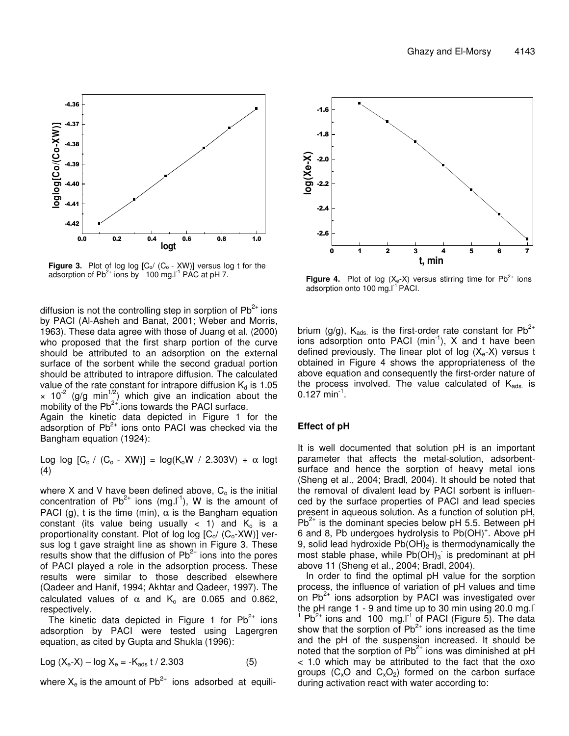**Figure 3.** Plot of log log $[C_o/ (C_o - XW)]$ versus log t for the adsorption of $Pb^{2+}$ ions by 100 $mg.l^{-1}$ PAC at pH 7.

**Figure 4.** Plot of log $(X_e$-X) versus stirring time for $Pb^{2+}$ ions adsorption onto 100 $mg.l^{-1}$ PACI.

diffusion is not the controlling step in sorption of $Pb^{2+}$ ions by PACI (Al-Asheh and Banat, 2001; Weber and Morris, 1963). These data agree with those of Juang et al. (2000) who proposed that the first sharp portion of the curve should be attributed to an adsorption on the external surface of the sorbent while the second gradual portion should be attributed to intrapore diffusion. The calculated value of the rate constant for intrapore diffusion $K_d$ is 1.05 $\times$ $10^{-2}$ (g/g $min^{1/2}$) which give an indication about the mobility of the $Pb^{2+}$.ions towards the PACI surface.

Again the kinetic data depicted in Figure 1 for the adsorption of $Pb^{2+}$ ions onto PACI was checked via the Bangham equation (1924):

$$\text{Log log } [C_o / (C_o - XW)] = \log(K_oW / 2.303V) + \alpha \log t \quad (4)$$

where X and V have been defined above, $C_o$ is the initial concentration of $Pb^{2+}$ ions ($mg.l^{-1}$), W is the amount of PACI (g), t is the time (min), $\alpha$ is the Bangham equation constant (its value being usually < 1) and $K_o$ is a proportionality constant. Plot of log log $[C_o/ (C_o$-XW)] versus log t gave straight line as shown in Figure 3. These results show that the diffusion of $Pb^{2+}$ ions into the pores of PACI played a role in the adsorption process. These results were similar to those described elsewhere (Qadeer and Hanif, 1994; Akhtar and Qadeer, 1997). The calculated values of $\alpha$ and $K_o$ are 0.065 and 0.862, respectively.

The kinetic data depicted in Figure 1 for $Pb^{2+}$ ions adsorption by PACI were tested using Lagergren equation, as cited by Gupta and Shukla (1996):

$$\text{Log } (X_e\text{-}X) - \log X_e = -K_{ads}\, t / 2.303 \quad (5)$$

where $X_e$ is the amount of $Pb^{2+}$ ions adsorbed at equilibrium (g/g), $K_{ads.}$ is the first-order rate constant for $Pb^{2+}$ ions adsorption onto PACI ($min^{-1}$), X and t have been defined previously. The linear plot of log $(X_e$-X) versus t obtained in Figure 4 shows the appropriateness of the above equation and consequently the first-order nature of the process involved. The value calculated of $K_{ads.}$ is 0.127 $min^{-1}$.

## Effect of pH

It is well documented that solution pH is an important parameter that affects the metal-solution, adsorbent-surface and hence the sorption of heavy metal ions (Sheng et al., 2004; Bradl, 2004). It should be noted that the removal of divalent lead by PACI sorbent is influenced by the surface properties of PACI and lead species present in aqueous solution. As a function of solution pH, $Pb^{2+}$ is the dominant species below pH 5.5. Between pH 6 and 8, Pb undergoes hydrolysis to $Pb(OH)^+$. Above pH 9, solid lead hydroxide $Pb(OH)_2$ is thermodynamically the most stable phase, while $Pb(OH)_3^-$ is predominant at pH above 11 (Sheng et al., 2004; Bradl, 2004).

In order to find the optimal pH value for the sorption process, the influence of variation of pH values and time on $Pb^{2+}$ ions adsorption by PACI was investigated over the pH range 1 - 9 and time up to 30 min using 20.0 $mg.l^{-1}$ $Pb^{2+}$ ions and 100 $mg.l^{-1}$ of PACI (Figure 5). The data show that the sorption of $Pb^{2+}$ ions increased as the time and the pH of the suspension increased. It should be noted that the sorption of $Pb^{2+}$ ions was diminished at pH < 1.0 which may be attributed to the fact that the oxo groups ($C_xO$ and $C_xO_2$) formed on the carbon surface during activation react with water according to: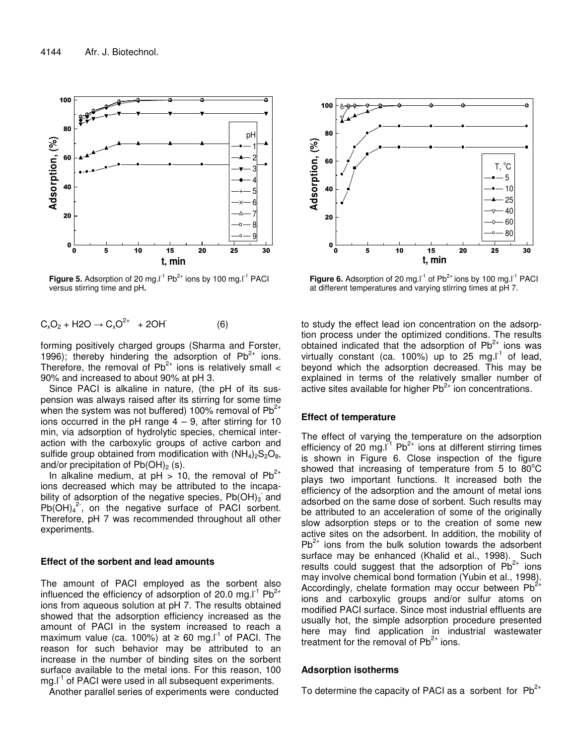**Figure 5.** Adsorption of 20 mg.l$^{-1}$ $Pb^{2+}$ ions by 100 mg.l$^{-1}$ PACl versus stirring time and pH**.**

**Figure 6.** Adsorption of 20 mg.l$^{-1}$ of $Pb^{2+}$ ions by 100 mg.l$^{-1}$ PACl at different temperatures and varying stirring times at pH 7.

$$C_xO_2 + H2O \rightarrow C_xO^{2+} + 2OH^- \quad (6)$$

forming positively charged groups (Sharma and Forster, 1996); thereby hindering the adsorption of $Pb^{2+}$ ions. Therefore, the removal of $Pb^{2+}$ ions is relatively small < 90% and increased to about 90% at pH 3.

Since PACl is alkaline in nature, (the pH of its suspension was always raised after its stirring for some time when the system was not buffered) 100% removal of $Pb^{2+}$ ions occurred in the pH range 4 – 9, after stirring for 10 min, via adsorption of hydrolytic species, chemical interaction with the carboxylic groups of active carbon and sulfide group obtained from modification with $(NH_4)_2S_2O_8$, and/or precipitation of $Pb(OH)_2$ (s).

In alkaline medium, at pH > 10, the removal of $Pb^{2+}$ ions decreased which may be attributed to the incapability of adsorption of the negative species, $Pb(OH)_3^-$ and $Pb(OH)_4^{2-}$, on the negative surface of PACl sorbent. Therefore, pH 7 was recommended throughout all other experiments.

## Effect of the sorbent and lead amounts

The amount of PACl employed as the sorbent also influenced the efficiency of adsorption of 20.0 mg.l$^{-1}$ $Pb^{2+}$ ions from aqueous solution at pH 7. The results obtained showed that the adsorption efficiency increased as the amount of PACl in the system increased to reach a maximum value (ca. 100%) at ≥ 60 mg.l$^{-1}$ of PACl. The reason for such behavior may be attributed to an increase in the number of binding sites on the sorbent surface available to the metal ions. For this reason, 100 mg.l$^{-1}$ of PACl were used in all subsequent experiments.

Another parallel series of experiments were conducted to study the effect lead ion concentration on the adsorption process under the optimized conditions. The results obtained indicated that the adsorption of $Pb^{2+}$ ions was virtually constant (ca. 100%) up to 25 mg.l$^{-1}$ of lead, beyond which the adsorption decreased. This may be explained in terms of the relatively smaller number of active sites available for higher $Pb^{2+}$ ion concentrations.

## Effect of temperature

The effect of varying the temperature on the adsorption efficiency of 20 mg.l$^{-1}$ $Pb^{2+}$ ions at different stirring times is shown in Figure 6. Close inspection of the figure showed that increasing of temperature from 5 to 80°C plays two important functions. It increased both the efficiency of the adsorption and the amount of metal ions adsorbed on the same dose of sorbent. Such results may be attributed to an acceleration of some of the originally slow adsorption steps or to the creation of some new active sites on the adsorbent. In addition, the mobility of $Pb^{2+}$ ions from the bulk solution towards the adsorbent surface may be enhanced (Khalid et al., 1998). Such results could suggest that the adsorption of $Pb^{2+}$ ions may involve chemical bond formation (Yubin et al., 1998). Accordingly, chelate formation may occur between $Pb^{2+}$ ions and carboxylic groups and/or sulfur atoms on modified PACl surface. Since most industrial effluents are usually hot, the simple adsorption procedure presented here may find application in industrial wastewater treatment for the removal of $Pb^{2+}$ ions.

## Adsorption isotherms

To determine the capacity of PACl as a sorbent for $Pb^{2+}$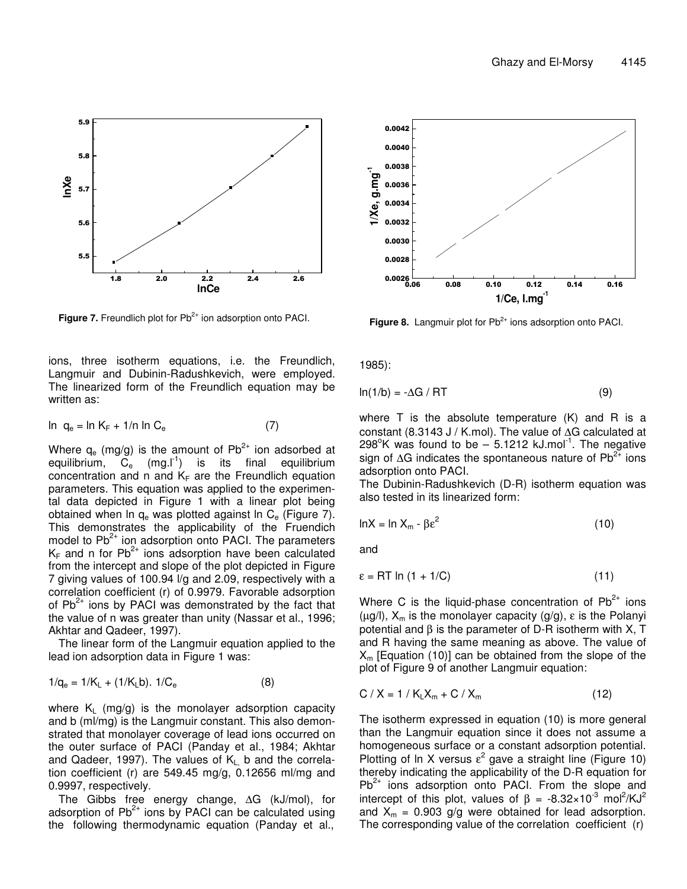**Figure 7.** Freundlich plot for $Pb^{2+}$ ion adsorption onto PACI.

**Figure 8.** Langmuir plot for $Pb^{2+}$ ions adsorption onto PACI.

ions, three isotherm equations, i.e. the Freundlich, Langmuir and Dubinin-Radushkevich, were employed. The linearized form of the Freundlich equation may be written as:

$$\ln q_e = \ln K_F + 1/n \ln C_e \quad (7)$$

Where $q_e$ (mg/g) is the amount of $Pb^{2+}$ ion adsorbed at equilibrium, $C_e$ (mg.l$^{-1}$) is its final equilibrium concentration and n and $K_F$ are the Freundlich equation parameters. This equation was applied to the experimental data depicted in Figure 1 with a linear plot being obtained when ln $q_e$ was plotted against ln $C_e$ (Figure 7). This demonstrates the applicability of the Fruendich model to $Pb^{2+}$ ion adsorption onto PACI. The parameters $K_F$ and n for $Pb^{2+}$ ions adsorption have been calculated from the intercept and slope of the plot depicted in Figure 7 giving values of 100.94 l/g and 2.09, respectively with a correlation coefficient (r) of 0.9979. Favorable adsorption of $Pb^{2+}$ ions by PACI was demonstrated by the fact that the value of n was greater than unity (Nassar et al., 1996; Akhtar and Qadeer, 1997).

The linear form of the Langmuir equation applied to the lead ion adsorption data in Figure 1 was:

$$1/q_e = 1/K_L + (1/K_L b).\ 1/C_e \quad (8)$$

where $K_L$ (mg/g) is the monolayer adsorption capacity and b (ml/mg) is the Langmuir constant. This also demonstrated that monolayer coverage of lead ions occurred on the outer surface of PACI (Panday et al., 1984; Akhtar and Qadeer, 1997). The values of $K_L$, b and the correlation coefficient (r) are 549.45 mg/g, 0.12656 ml/mg and 0.9997, respectively.

The Gibbs free energy change, $\Delta G$ (kJ/mol), for adsorption of $Pb^{2+}$ ions by PACI can be calculated using the following thermodynamic equation (Panday et al., 1985):

$$\ln(1/b) = -\Delta G / RT \quad (9)$$

where T is the absolute temperature (K) and R is a constant (8.3143 J / K.mol). The value of $\Delta G$ calculated at 298°K was found to be – 5.1212 kJ.mol$^{-1}$. The negative sign of $\Delta G$ indicates the spontaneous nature of $Pb^{2+}$ ions adsorption onto PACI.

The Dubinin-Radushkevich (D-R) isotherm equation was also tested in its linearized form:

$$\ln X = \ln X_m - \beta\varepsilon^2 \quad (10)$$

and

$$\varepsilon = RT \ln(1 + 1/C) \quad (11)$$

Where C is the liquid-phase concentration of $Pb^{2+}$ ions (µg/l), $X_m$ is the monolayer capacity (g/g), $\varepsilon$ is the Polanyi potential and $\beta$ is the parameter of D-R isotherm with X, T and R having the same meaning as above. The value of $X_m$ [Equation (10)] can be obtained from the slope of the plot of Figure 9 of another Langmuir equation:

$$C / X = 1 / K_L X_m + C / X_m \quad (12)$$

The isotherm expressed in equation (10) is more general than the Langmuir equation since it does not assume a homogeneous surface or a constant adsorption potential. Plotting of ln X versus $\varepsilon^2$ gave a straight line (Figure 10) thereby indicating the applicability of the D-R equation for $Pb^{2+}$ ions adsorption onto PACI. From the slope and intercept of this plot, values of $\beta = -8.32\times10^{-3}$ mol$^2$/KJ$^2$ and $X_m = 0.903$ g/g were obtained for lead adsorption. The corresponding value of the correlation coefficient (r)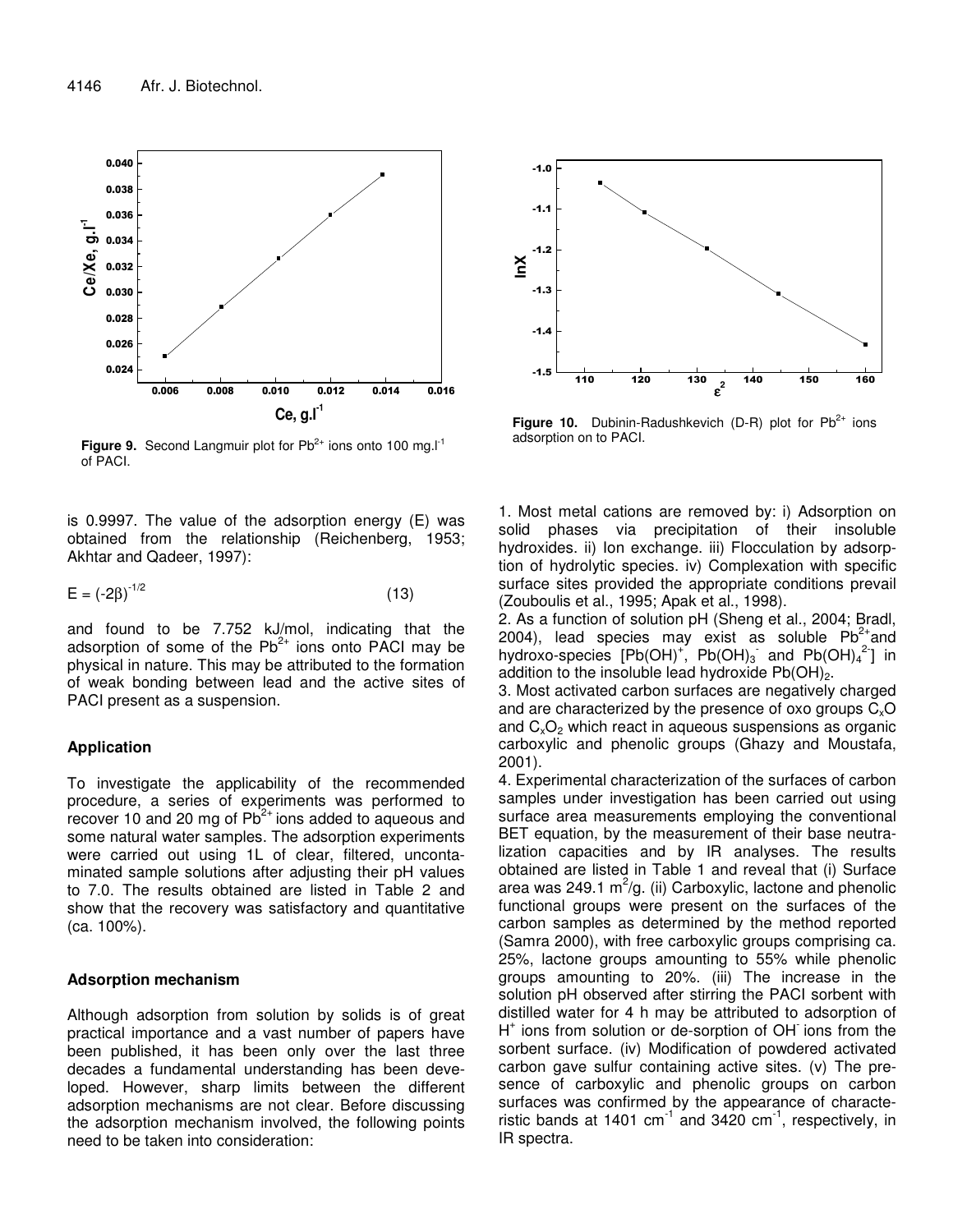Figure 9. Second Langmuir plot for $Pb^{2+}$ ions onto 100 $mg.l^{-1}$ of PACl.

Figure 10. Dubinin-Radushkevich (D-R) plot for $Pb^{2+}$ ions adsorption on to PACl.

is 0.9997. The value of the adsorption energy (E) was obtained from the relationship (Reichenberg, 1953; Akhtar and Qadeer, 1997):

$$E = (-2\beta)^{-1/2} \quad (13)$$

and found to be 7.752 kJ/mol, indicating that the adsorption of some of the $Pb^{2+}$ ions onto PACl may be physical in nature. This may be attributed to the formation of weak bonding between lead and the active sites of PACl present as a suspension.

## Application

To investigate the applicability of the recommended procedure, a series of experiments was performed to recover 10 and 20 mg of $Pb^{2+}$ ions added to aqueous and some natural water samples. The adsorption experiments were carried out using 1L of clear, filtered, uncontaminated sample solutions after adjusting their pH values to 7.0. The results obtained are listed in Table 2 and show that the recovery was satisfactory and quantitative (ca. 100%).

## Adsorption mechanism

Although adsorption from solution by solids is of great practical importance and a vast number of papers have been published, it has been only over the last three decades a fundamental understanding has been developed. However, sharp limits between the different adsorption mechanisms are not clear. Before discussing the adsorption mechanism involved, the following points need to be taken into consideration:

1. Most metal cations are removed by: i) Adsorption on solid phases via precipitation of their insoluble hydroxides. ii) Ion exchange. iii) Flocculation by adsorption of hydrolytic species. iv) Complexation with specific surface sites provided the appropriate conditions prevail (Zouboulis et al., 1995; Apak et al., 1998).
2. As a function of solution pH (Sheng et al., 2004; Bradl, 2004), lead species may exist as soluble $Pb^{2+}$ and hydroxo-species [$Pb(OH)^+$, $Pb(OH)_3^-$ and $Pb(OH)_4^{2-}$] in addition to the insoluble lead hydroxide $Pb(OH)_2$.
3. Most activated carbon surfaces are negatively charged and are characterized by the presence of oxo groups $C_xO$ and $C_xO_2$ which react in aqueous suspensions as organic carboxylic and phenolic groups (Ghazy and Moustafa, 2001).
4. Experimental characterization of the surfaces of carbon samples under investigation has been carried out using surface area measurements employing the conventional BET equation, by the measurement of their base neutralization capacities and by IR analyses. The results obtained are listed in Table 1 and reveal that (i) Surface area was 249.1 $m^2/g$. (ii) Carboxylic, lactone and phenolic functional groups were present on the surfaces of the carbon samples as determined by the method reported (Samra 2000), with free carboxylic groups comprising ca. 25%, lactone groups amounting to 55% while phenolic groups amounting to 20%. (iii) The increase in the solution pH observed after stirring the PACl sorbent with distilled water for 4 h may be attributed to adsorption of $H^+$ ions from solution or de-sorption of $OH^-$ ions from the sorbent surface. (iv) Modification of powdered activated carbon gave sulfur containing active sites. (v) The presence of carboxylic and phenolic groups on carbon surfaces was confirmed by the appearance of characteristic bands at 1401 $cm^{-1}$ and 3420 $cm^{-1}$, respectively, in IR spectra.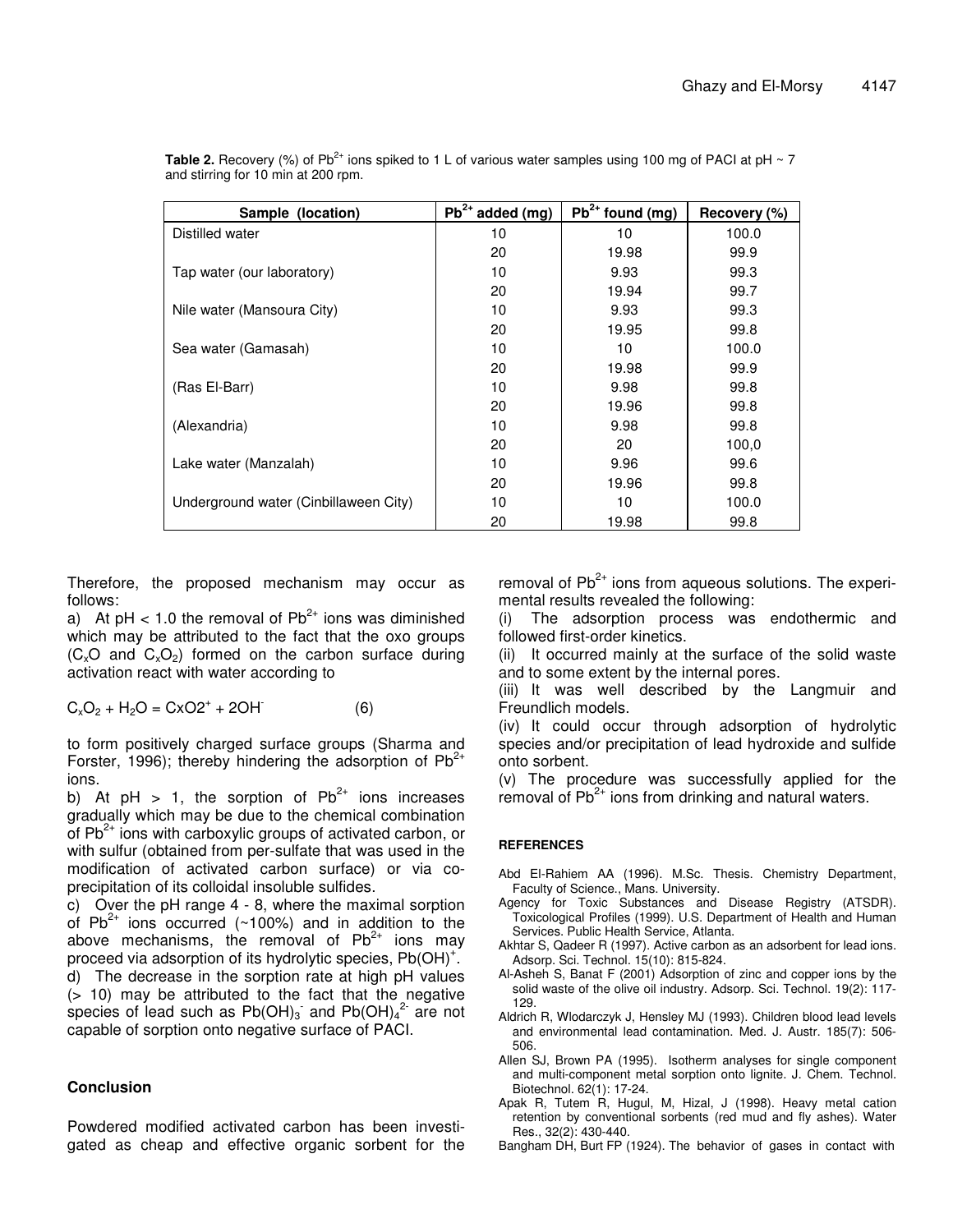**Table 2.** Recovery (%) of $Pb^{2+}$ ions spiked to 1 L of various water samples using 100 mg of PACI at pH ~ 7 and stirring for 10 min at 200 rpm.

| Sample (location) | $Pb^{2+}$ added (mg) | $Pb^{2+}$ found (mg) | Recovery (%) |
|---|---|---|---|
| Distilled water | 10 | 10 | 100.0 |
| | 20 | 19.98 | 99.9 |
| Tap water (our laboratory) | 10 | 9.93 | 99.3 |
| | 20 | 19.94 | 99.7 |
| Nile water (Mansoura City) | 10 | 9.93 | 99.3 |
| | 20 | 19.95 | 99.8 |
| Sea water (Gamasah) | 10 | 10 | 100.0 |
| | 20 | 19.98 | 99.9 |
| (Ras El-Barr) | 10 | 9.98 | 99.8 |
| | 20 | 19.96 | 99.8 |
| (Alexandria) | 10 | 9.98 | 99.8 |
| | 20 | 20 | 100,0 |
| Lake water (Manzalah) | 10 | 9.96 | 99.6 |
| | 20 | 19.96 | 99.8 |
| Underground water (Cinbillaween City) | 10 | 10 | 100.0 |
| | 20 | 19.98 | 99.8 |

Therefore, the proposed mechanism may occur as follows:

a) At pH < 1.0 the removal of $Pb^{2+}$ ions was diminished which may be attributed to the fact that the oxo groups ($C_xO$ and $C_xO_2$) formed on the carbon surface during activation react with water according to

$$C_xO_2 + H_2O = CxO2^+ + 2OH^- \quad (6)$$

to form positively charged surface groups (Sharma and Forster, 1996); thereby hindering the adsorption of $Pb^{2+}$ ions.

b) At pH > 1, the sorption of $Pb^{2+}$ ions increases gradually which may be due to the chemical combination of $Pb^{2+}$ ions with carboxylic groups of activated carbon, or with sulfur (obtained from per-sulfate that was used in the modification of activated carbon surface) or via co-precipitation of its colloidal insoluble sulfides.

c) Over the pH range 4 - 8, where the maximal sorption of $Pb^{2+}$ ions occurred (~100%) and in addition to the above mechanisms, the removal of $Pb^{2+}$ ions may proceed via adsorption of its hydrolytic species, $Pb(OH)^+$.

d) The decrease in the sorption rate at high pH values (> 10) may be attributed to the fact that the negative species of lead such as $Pb(OH)_3^-$ and $Pb(OH)_4^{2-}$ are not capable of sorption onto negative surface of PACI.

## Conclusion

Powdered modified activated carbon has been investigated as cheap and effective organic sorbent for the removal of $Pb^{2+}$ ions from aqueous solutions. The experimental results revealed the following:

(i) The adsorption process was endothermic and followed first-order kinetics.

(ii) It occurred mainly at the surface of the solid waste and to some extent by the internal pores.

(iii) It was well described by the Langmuir and Freundlich models.

(iv) It could occur through adsorption of hydrolytic species and/or precipitation of lead hydroxide and sulfide onto sorbent.

(v) The procedure was successfully applied for the removal of $Pb^{2+}$ ions from drinking and natural waters.

### REFERENCES

Abd El-Rahiem AA (1996). M.Sc. Thesis. Chemistry Department, Faculty of Science., Mans. University.

Agency for Toxic Substances and Disease Registry (ATSDR). Toxicological Profiles (1999). U.S. Department of Health and Human Services. Public Health Service, Atlanta.

Akhtar S, Qadeer R (1997). Active carbon as an adsorbent for lead ions. Adsorp. Sci. Technol. 15(10): 815-824.

Al-Asheh S, Banat F (2001) Adsorption of zinc and copper ions by the solid waste of the olive oil industry. Adsorp. Sci. Technol. 19(2): 117-129.

Aldrich R, Wlodarczyk J, Hensley MJ (1993). Children blood lead levels and environmental lead contamination. Med. J. Austr. 185(7): 506-506.

Allen SJ, Brown PA (1995). Isotherm analyses for single component and multi-component metal sorption onto lignite. J. Chem. Technol. Biotechnol. 62(1): 17-24.

Apak R, Tutem R, Hugul, M, Hizal, J (1998). Heavy metal cation retention by conventional sorbents (red mud and fly ashes). Water Res., 32(2): 430-440.

Bangham DH, Burt FP (1924). The behavior of gases in contact with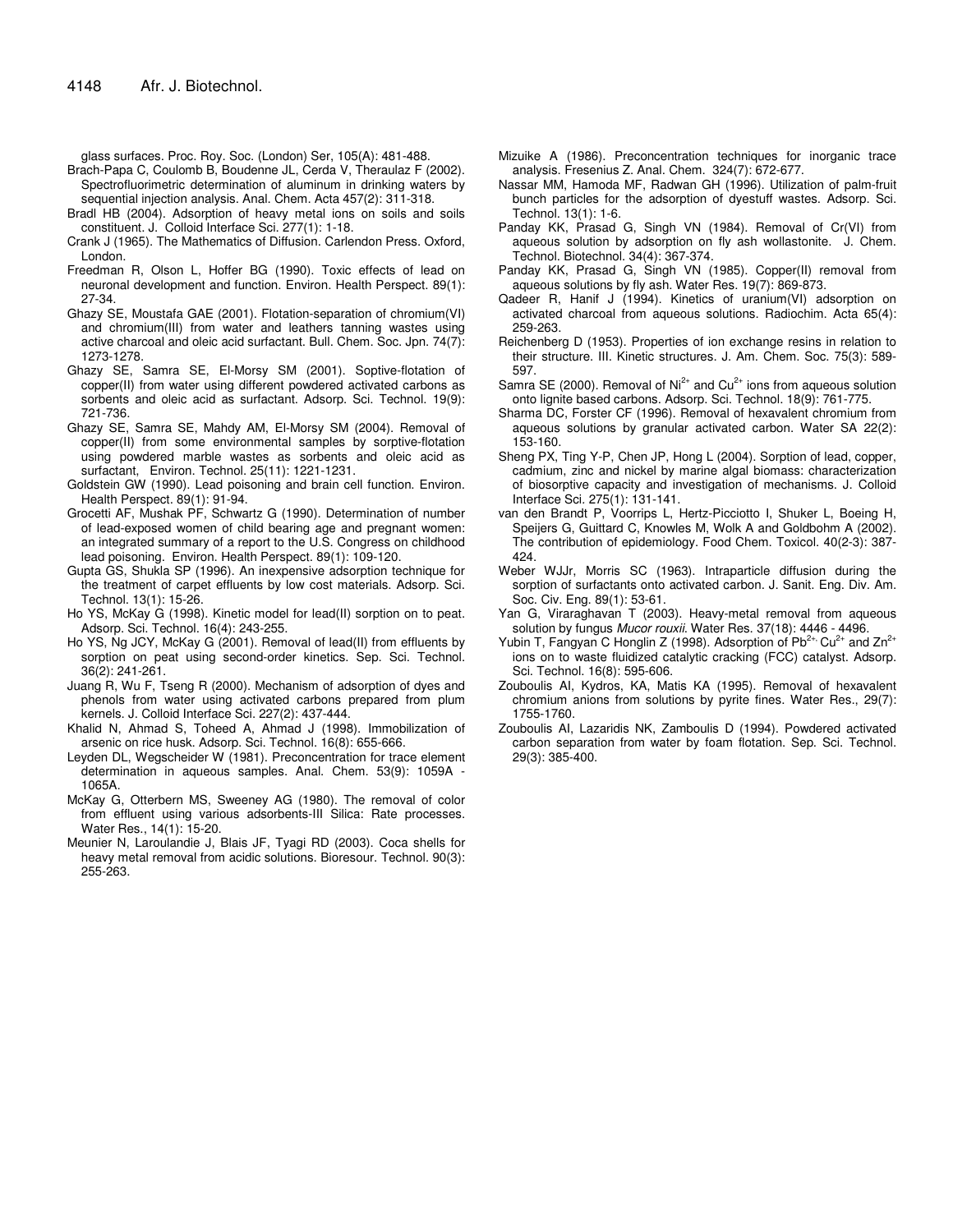glass surfaces. Proc. Roy. Soc. (London) Ser, 105(A): 481-488.

Brach-Papa C, Coulomb B, Boudenne JL, Cerda V, Theraulaz F (2002). Spectrofluorimetric determination of aluminum in drinking waters by sequential injection analysis. Anal. Chem. Acta 457(2): 311-318.

Bradl HB (2004). Adsorption of heavy metal ions on soils and soils constituent. J. Colloid Interface Sci. 277(1): 1-18.

Crank J (1965). The Mathematics of Diffusion. Carlendon Press. Oxford, London.

Freedman R, Olson L, Hoffer BG (1990). Toxic effects of lead on neuronal development and function. Environ. Health Perspect. 89(1): 27-34.

Ghazy SE, Moustafa GAE (2001). Flotation-separation of chromium(VI) and chromium(III) from water and leathers tanning wastes using active charcoal and oleic acid surfactant. Bull. Chem. Soc. Jpn. 74(7): 1273-1278.

Ghazy SE, Samra SE, El-Morsy SM (2001). Soptive-flotation of copper(II) from water using different powdered activated carbons as sorbents and oleic acid as surfactant. Adsorp. Sci. Technol. 19(9): 721-736.

Ghazy SE, Samra SE, Mahdy AM, El-Morsy SM (2004). Removal of copper(II) from some environmental samples by sorptive-flotation using powdered marble wastes as sorbents and oleic acid as surfactant, Environ. Technol. 25(11): 1221-1231.

Goldstein GW (1990). Lead poisoning and brain cell function. Environ. Health Perspect. 89(1): 91-94.

Grocetti AF, Mushak PF, Schwartz G (1990). Determination of number of lead-exposed women of child bearing age and pregnant women: an integrated summary of a report to the U.S. Congress on childhood lead poisoning. Environ. Health Perspect. 89(1): 109-120.

Gupta GS, Shukla SP (1996). An inexpensive adsorption technique for the treatment of carpet effluents by low cost materials. Adsorp. Sci. Technol. 13(1): 15-26.

Ho YS, McKay G (1998). Kinetic model for lead(II) sorption on to peat. Adsorp. Sci. Technol. 16(4): 243-255.

Ho YS, Ng JCY, McKay G (2001). Removal of lead(II) from effluents by sorption on peat using second-order kinetics. Sep. Sci. Technol. 36(2): 241-261.

Juang R, Wu F, Tseng R (2000). Mechanism of adsorption of dyes and phenols from water using activated carbons prepared from plum kernels. J. Colloid Interface Sci. 227(2): 437-444.

Khalid N, Ahmad S, Toheed A, Ahmad J (1998). Immobilization of arsenic on rice husk. Adsorp. Sci. Technol. 16(8): 655-666.

Leyden DL, Wegscheider W (1981). Preconcentration for trace element determination in aqueous samples. Anal. Chem. 53(9): 1059A - 1065A.

McKay G, Otterbern MS, Sweeney AG (1980). The removal of color from effluent using various adsorbents-III Silica: Rate processes. Water Res., 14(1): 15-20.

Meunier N, Laroulandie J, Blais JF, Tyagi RD (2003). Coca shells for heavy metal removal from acidic solutions. Bioresour. Technol. 90(3): 255-263.

Mizuike A (1986). Preconcentration techniques for inorganic trace analysis. Fresenius Z. Anal. Chem. 324(7): 672-677.

Nassar MM, Hamoda MF, Radwan GH (1996). Utilization of palm-fruit bunch particles for the adsorption of dyestuff wastes. Adsorp. Sci. Technol. 13(1): 1-6.

Panday KK, Prasad G, Singh VN (1984). Removal of Cr(VI) from aqueous solution by adsorption on fly ash wollastonite. J. Chem. Technol. Biotechnol. 34(4): 367-374.

Panday KK, Prasad G, Singh VN (1985). Copper(II) removal from aqueous solutions by fly ash. Water Res. 19(7): 869-873.

Qadeer R, Hanif J (1994). Kinetics of uranium(VI) adsorption on activated charcoal from aqueous solutions. Radiochim. Acta 65(4): 259-263.

Reichenberg D (1953). Properties of ion exchange resins in relation to their structure. III. Kinetic structures. J. Am. Chem. Soc. 75(3): 589-597.

Samra SE (2000). Removal of $Ni^{2+}$ and $Cu^{2+}$ ions from aqueous solution onto lignite based carbons. Adsorp. Sci. Technol. 18(9): 761-775.

Sharma DC, Forster CF (1996). Removal of hexavalent chromium from aqueous solutions by granular activated carbon. Water SA 22(2): 153-160.

Sheng PX, Ting Y-P, Chen JP, Hong L (2004). Sorption of lead, copper, cadmium, zinc and nickel by marine algal biomass: characterization of biosorptive capacity and investigation of mechanisms. J. Colloid Interface Sci. 275(1): 131-141.

van den Brandt P, Voorrips L, Hertz-Picciotto I, Shuker L, Boeing H, Speijers G, Guittard C, Knowles M, Wolk A and Goldbohm A (2002). The contribution of epidemiology. Food Chem. Toxicol. 40(2-3): 387-424.

Weber WJJr, Morris SC (1963). Intraparticle diffusion during the sorption of surfactants onto activated carbon. J. Sanit. Eng. Div. Am. Soc. Civ. Eng. 89(1): 53-61.

Yan G, Viraraghavan T (2003). Heavy-metal removal from aqueous solution by fungus *Mucor rouxii*. Water Res. 37(18): 4446 - 4496.

Yubin T, Fangyan C Honglin Z (1998). Adsorption of $Pb^{2+}$, $Cu^{2+}$ and $Zn^{2+}$ ions on to waste fluidized catalytic cracking (FCC) catalyst. Adsorp. Sci. Technol. 16(8): 595-606.

Zouboulis AI, Kydros, KA, Matis KA (1995). Removal of hexavalent chromium anions from solutions by pyrite fines. Water Res., 29(7): 1755-1760.

Zouboulis AI, Lazaridis NK, Zamboulis D (1994). Powdered activated carbon separation from water by foam flotation. Sep. Sci. Technol. 29(3): 385-400.